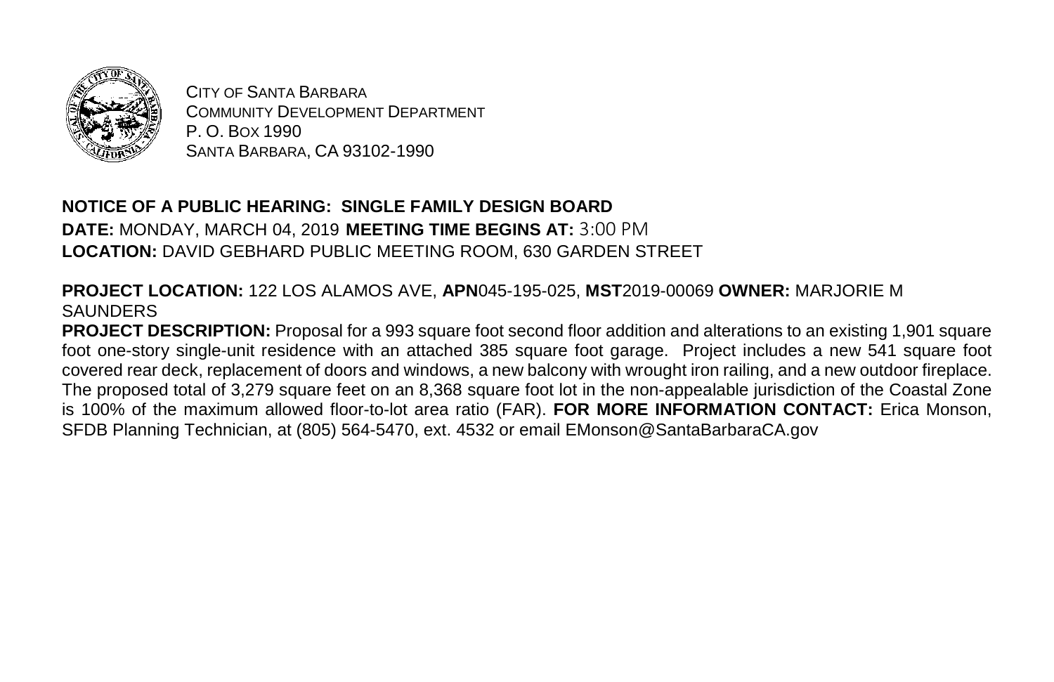CITY OF SANTA BARBARA
COMMUNITY DEVELOPMENT DEPARTMENT
P. O. BOX 1990
SANTA BARBARA, CA 93102-1990

**NOTICE OF A PUBLIC HEARING: SINGLE FAMILY DESIGN BOARD**

**DATE:** MONDAY, MARCH 04, 2019 **MEETING TIME BEGINS AT:** 3:00 PM

**LOCATION:** DAVID GEBHARD PUBLIC MEETING ROOM, 630 GARDEN STREET

**PROJECT LOCATION:** 122 LOS ALAMOS AVE, **APN**045-195-025, **MST**2019-00069 **OWNER:** MARJORIE M SAUNDERS

**PROJECT DESCRIPTION:** Proposal for a 993 square foot second floor addition and alterations to an existing 1,901 square foot one-story single-unit residence with an attached 385 square foot garage. Project includes a new 541 square foot covered rear deck, replacement of doors and windows, a new balcony with wrought iron railing, and a new outdoor fireplace. The proposed total of 3,279 square feet on an 8,368 square foot lot in the non-appealable jurisdiction of the Coastal Zone is 100% of the maximum allowed floor-to-lot area ratio (FAR). **FOR MORE INFORMATION CONTACT:** Erica Monson, SFDB Planning Technician, at (805) 564-5470, ext. 4532 or email EMonson@SantaBarbaraCA.gov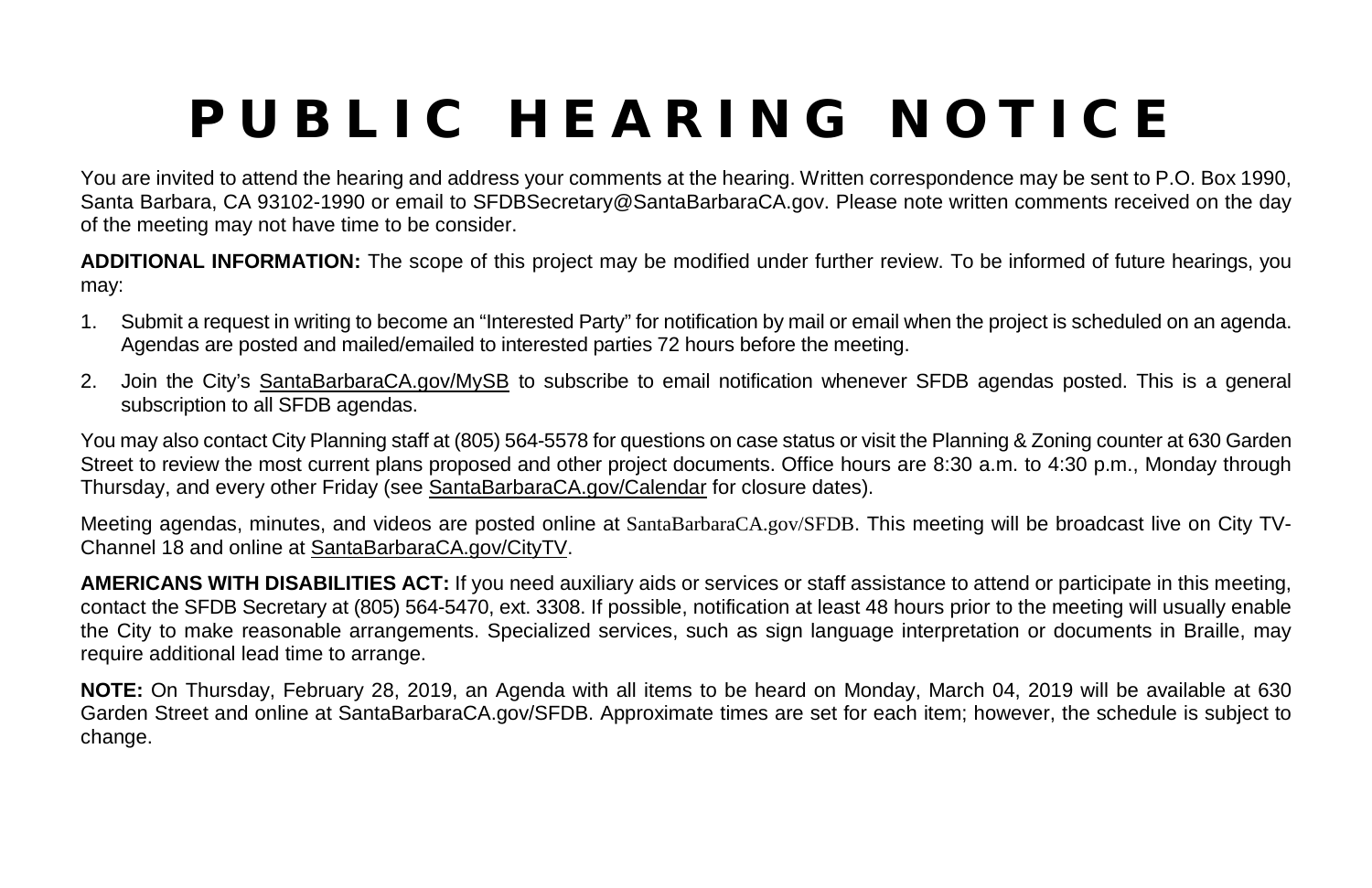# PUBLIC HEARING NOTICE

You are invited to attend the hearing and address your comments at the hearing. Written correspondence may be sent to P.O. Box 1990, Santa Barbara, CA 93102-1990 or email to SFDBSecretary@SantaBarbaraCA.gov. Please note written comments received on the day of the meeting may not have time to be consider.

**ADDITIONAL INFORMATION:** The scope of this project may be modified under further review. To be informed of future hearings, you may:

1. Submit a request in writing to become an "Interested Party" for notification by mail or email when the project is scheduled on an agenda. Agendas are posted and mailed/emailed to interested parties 72 hours before the meeting.
2. Join the City's SantaBarbaraCA.gov/MySB to subscribe to email notification whenever SFDB agendas posted. This is a general subscription to all SFDB agendas.

You may also contact City Planning staff at (805) 564-5578 for questions on case status or visit the Planning & Zoning counter at 630 Garden Street to review the most current plans proposed and other project documents. Office hours are 8:30 a.m. to 4:30 p.m., Monday through Thursday, and every other Friday (see SantaBarbaraCA.gov/Calendar for closure dates).

Meeting agendas, minutes, and videos are posted online at SantaBarbaraCA.gov/SFDB. This meeting will be broadcast live on City TV-Channel 18 and online at SantaBarbaraCA.gov/CityTV.

**AMERICANS WITH DISABILITIES ACT:** If you need auxiliary aids or services or staff assistance to attend or participate in this meeting, contact the SFDB Secretary at (805) 564-5470, ext. 3308. If possible, notification at least 48 hours prior to the meeting will usually enable the City to make reasonable arrangements. Specialized services, such as sign language interpretation or documents in Braille, may require additional lead time to arrange.

**NOTE:** On Thursday, February 28, 2019, an Agenda with all items to be heard on Monday, March 04, 2019 will be available at 630 Garden Street and online at SantaBarbaraCA.gov/SFDB. Approximate times are set for each item; however, the schedule is subject to change.